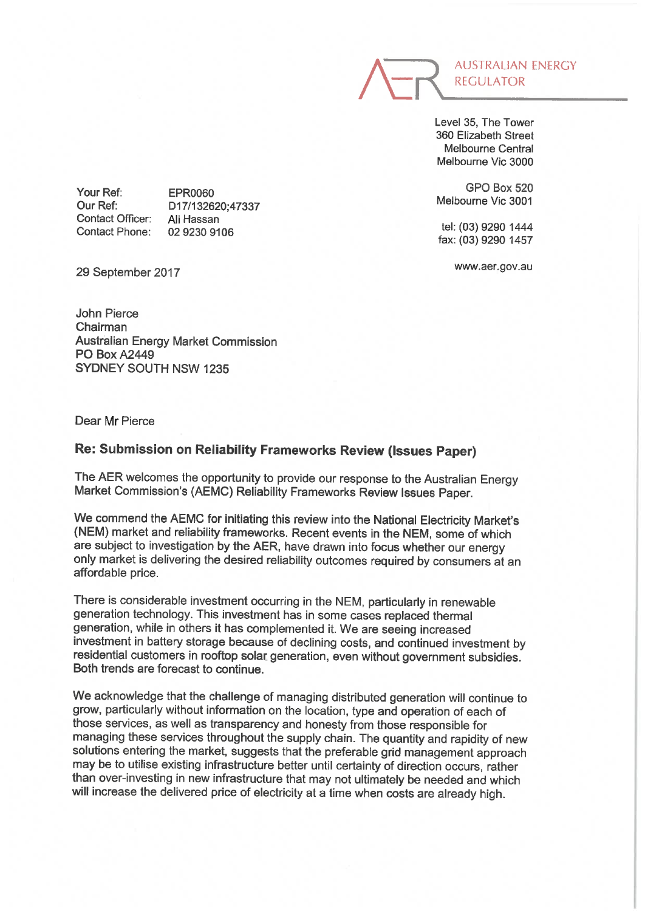AUSTRALIAN ENERGY REGULATOR

Level 35, The Tower
360 Elizabeth Street
Melbourne Central
Melbourne Vic 3000

GPO Box 520
Melbourne Vic 3001

tel: (03) 9290 1444
fax: (03) 9290 1457

www.aer.gov.au

Your Ref: EPR0060
Our Ref: D17/132620;47337
Contact Officer: Ali Hassan
Contact Phone: 02 9230 9106

29 September 2017

John Pierce
Chairman
Australian Energy Market Commission
PO Box A2449
SYDNEY SOUTH NSW 1235

Dear Mr Pierce

## Re: Submission on Reliability Frameworks Review (Issues Paper)

The AER welcomes the opportunity to provide our response to the Australian Energy Market Commission's (AEMC) Reliability Frameworks Review Issues Paper.

We commend the AEMC for initiating this review into the National Electricity Market's (NEM) market and reliability frameworks. Recent events in the NEM, some of which are subject to investigation by the AER, have drawn into focus whether our energy only market is delivering the desired reliability outcomes required by consumers at an affordable price.

There is considerable investment occurring in the NEM, particularly in renewable generation technology. This investment has in some cases replaced thermal generation, while in others it has complemented it. We are seeing increased investment in battery storage because of declining costs, and continued investment by residential customers in rooftop solar generation, even without government subsidies. Both trends are forecast to continue.

We acknowledge that the challenge of managing distributed generation will continue to grow, particularly without information on the location, type and operation of each of those services, as well as transparency and honesty from those responsible for managing these services throughout the supply chain. The quantity and rapidity of new solutions entering the market, suggests that the preferable grid management approach may be to utilise existing infrastructure better until certainty of direction occurs, rather than over-investing in new infrastructure that may not ultimately be needed and which will increase the delivered price of electricity at a time when costs are already high.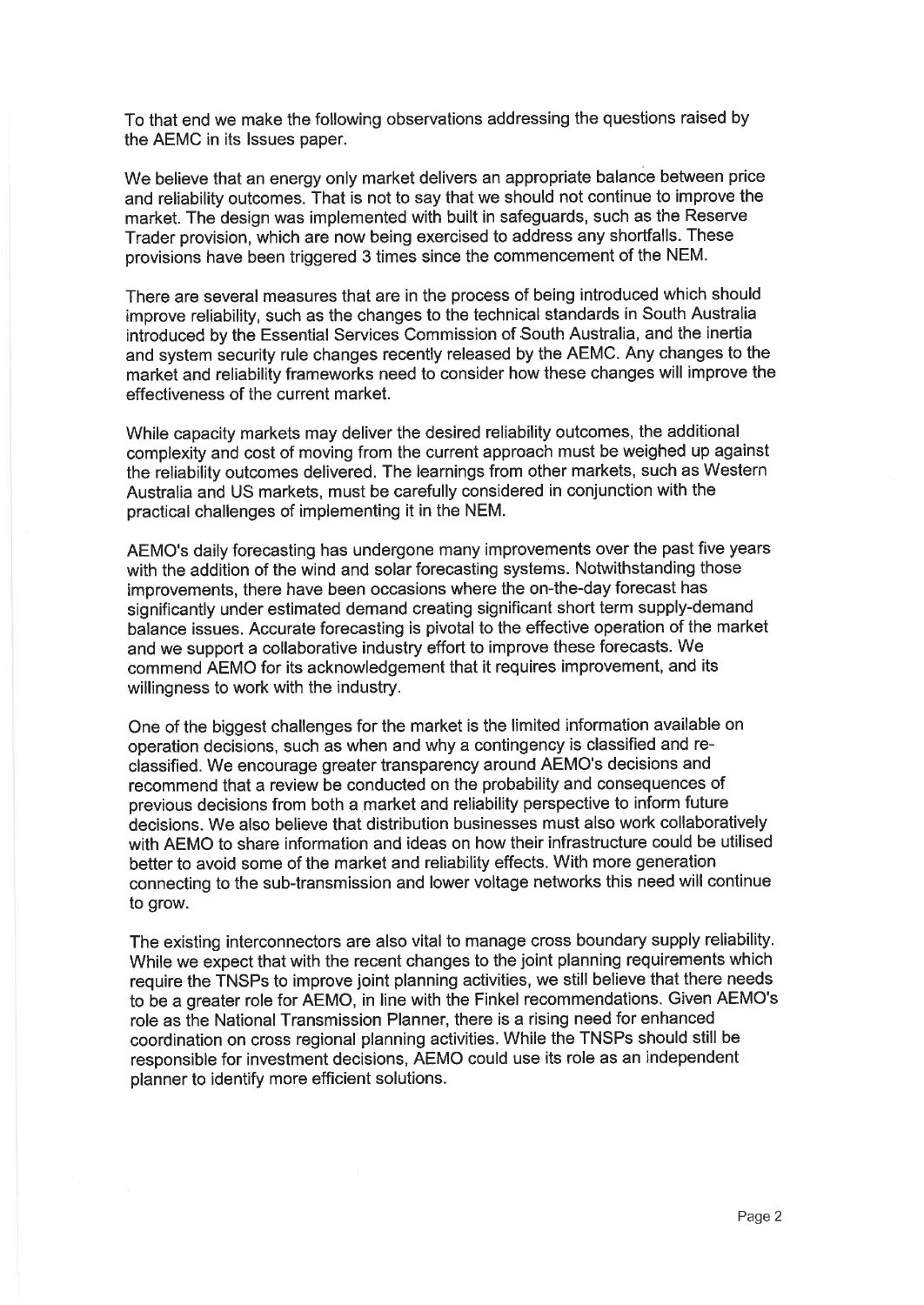To that end we make the following observations addressing the questions raised by the AEMC in its Issues paper.

We believe that an energy only market delivers an appropriate balance between price and reliability outcomes. That is not to say that we should not continue to improve the market. The design was implemented with built in safeguards, such as the Reserve Trader provision, which are now being exercised to address any shortfalls. These provisions have been triggered 3 times since the commencement of the NEM.

There are several measures that are in the process of being introduced which should improve reliability, such as the changes to the technical standards in South Australia introduced by the Essential Services Commission of South Australia, and the inertia and system security rule changes recently released by the AEMC. Any changes to the market and reliability frameworks need to consider how these changes will improve the effectiveness of the current market.

While capacity markets may deliver the desired reliability outcomes, the additional complexity and cost of moving from the current approach must be weighed up against the reliability outcomes delivered. The learnings from other markets, such as Western Australia and US markets, must be carefully considered in conjunction with the practical challenges of implementing it in the NEM.

AEMO's daily forecasting has undergone many improvements over the past five years with the addition of the wind and solar forecasting systems. Notwithstanding those improvements, there have been occasions where the on-the-day forecast has significantly under estimated demand creating significant short term supply-demand balance issues. Accurate forecasting is pivotal to the effective operation of the market and we support a collaborative industry effort to improve these forecasts. We commend AEMO for its acknowledgement that it requires improvement, and its willingness to work with the industry.

One of the biggest challenges for the market is the limited information available on operation decisions, such as when and why a contingency is classified and re-classified. We encourage greater transparency around AEMO's decisions and recommend that a review be conducted on the probability and consequences of previous decisions from both a market and reliability perspective to inform future decisions. We also believe that distribution businesses must also work collaboratively with AEMO to share information and ideas on how their infrastructure could be utilised better to avoid some of the market and reliability effects. With more generation connecting to the sub-transmission and lower voltage networks this need will continue to grow.

The existing interconnectors are also vital to manage cross boundary supply reliability. While we expect that with the recent changes to the joint planning requirements which require the TNSPs to improve joint planning activities, we still believe that there needs to be a greater role for AEMO, in line with the Finkel recommendations. Given AEMO's role as the National Transmission Planner, there is a rising need for enhanced coordination on cross regional planning activities. While the TNSPs should still be responsible for investment decisions, AEMO could use its role as an independent planner to identify more efficient solutions.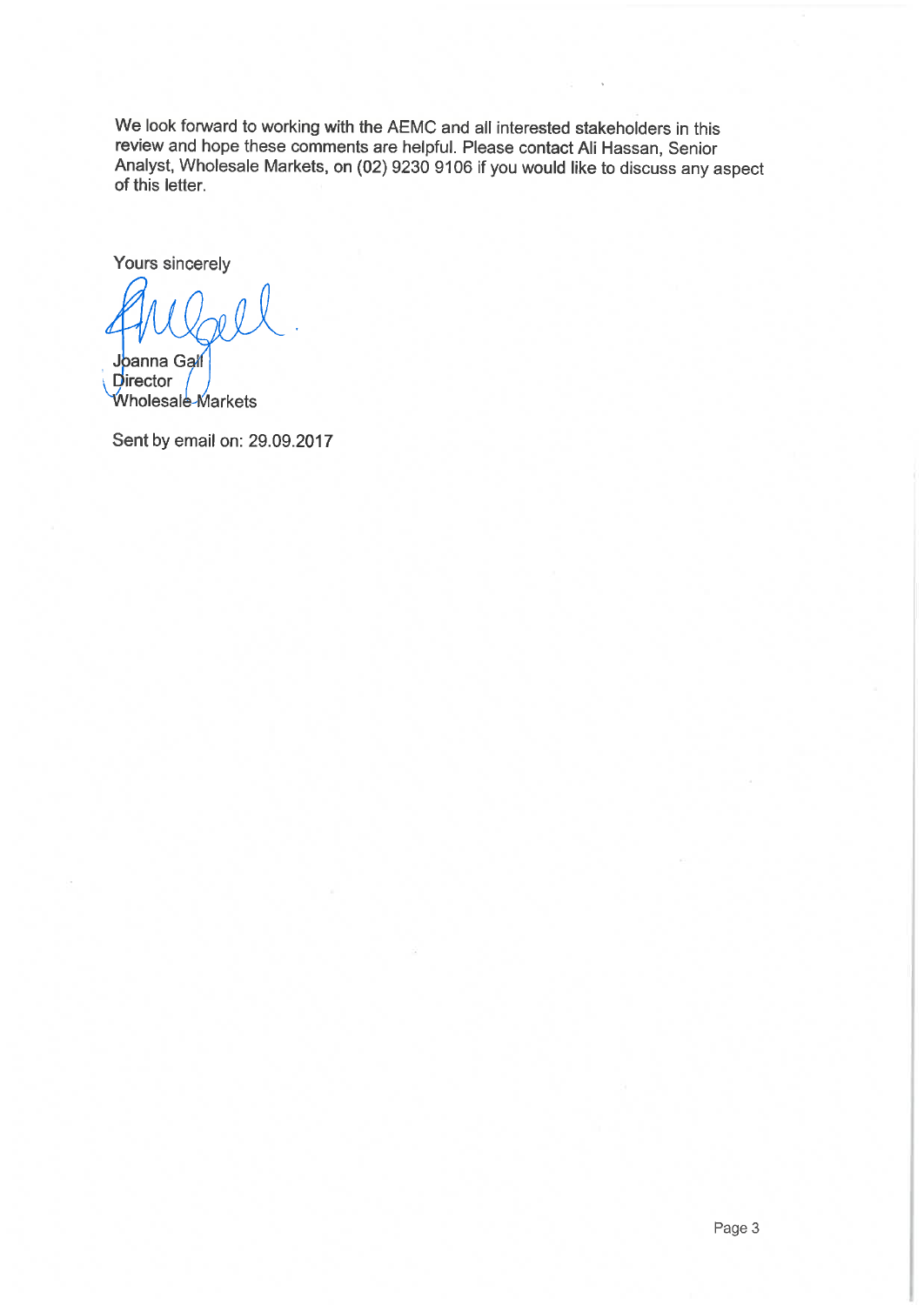We look forward to working with the AEMC and all interested stakeholders in this review and hope these comments are helpful. Please contact Ali Hassan, Senior Analyst, Wholesale Markets, on (02) 9230 9106 if you would like to discuss any aspect of this letter.

Yours sincerely

Joanna Gall
Director
Wholesale Markets

Sent by email on: 29.09.2017